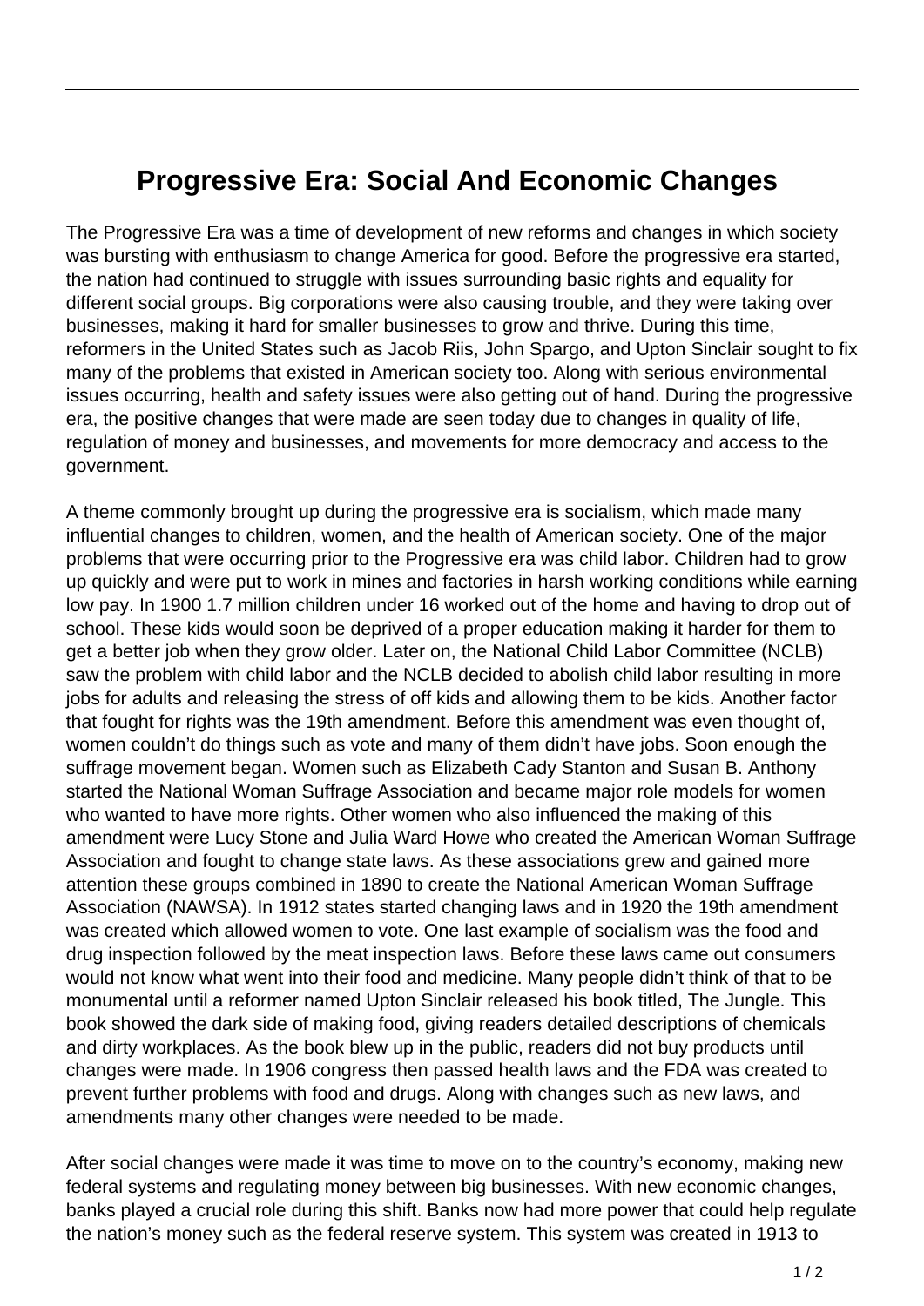# Progressive Era: Social And Economic Changes

The Progressive Era was a time of development of new reforms and changes in which society was bursting with enthusiasm to change America for good. Before the progressive era started, the nation had continued to struggle with issues surrounding basic rights and equality for different social groups. Big corporations were also causing trouble, and they were taking over businesses, making it hard for smaller businesses to grow and thrive. During this time, reformers in the United States such as Jacob Riis, John Spargo, and Upton Sinclair sought to fix many of the problems that existed in American society too. Along with serious environmental issues occurring, health and safety issues were also getting out of hand. During the progressive era, the positive changes that were made are seen today due to changes in quality of life, regulation of money and businesses, and movements for more democracy and access to the government.

A theme commonly brought up during the progressive era is socialism, which made many influential changes to children, women, and the health of American society. One of the major problems that were occurring prior to the Progressive era was child labor. Children had to grow up quickly and were put to work in mines and factories in harsh working conditions while earning low pay. In 1900 1.7 million children under 16 worked out of the home and having to drop out of school. These kids would soon be deprived of a proper education making it harder for them to get a better job when they grow older. Later on, the National Child Labor Committee (NCLB) saw the problem with child labor and the NCLB decided to abolish child labor resulting in more jobs for adults and releasing the stress of off kids and allowing them to be kids. Another factor that fought for rights was the 19th amendment. Before this amendment was even thought of, women couldn't do things such as vote and many of them didn't have jobs. Soon enough the suffrage movement began. Women such as Elizabeth Cady Stanton and Susan B. Anthony started the National Woman Suffrage Association and became major role models for women who wanted to have more rights. Other women who also influenced the making of this amendment were Lucy Stone and Julia Ward Howe who created the American Woman Suffrage Association and fought to change state laws. As these associations grew and gained more attention these groups combined in 1890 to create the National American Woman Suffrage Association (NAWSA). In 1912 states started changing laws and in 1920 the 19th amendment was created which allowed women to vote. One last example of socialism was the food and drug inspection followed by the meat inspection laws. Before these laws came out consumers would not know what went into their food and medicine. Many people didn't think of that to be monumental until a reformer named Upton Sinclair released his book titled, The Jungle. This book showed the dark side of making food, giving readers detailed descriptions of chemicals and dirty workplaces. As the book blew up in the public, readers did not buy products until changes were made. In 1906 congress then passed health laws and the FDA was created to prevent further problems with food and drugs. Along with changes such as new laws, and amendments many other changes were needed to be made.

After social changes were made it was time to move on to the country's economy, making new federal systems and regulating money between big businesses. With new economic changes, banks played a crucial role during this shift. Banks now had more power that could help regulate the nation's money such as the federal reserve system. This system was created in 1913 to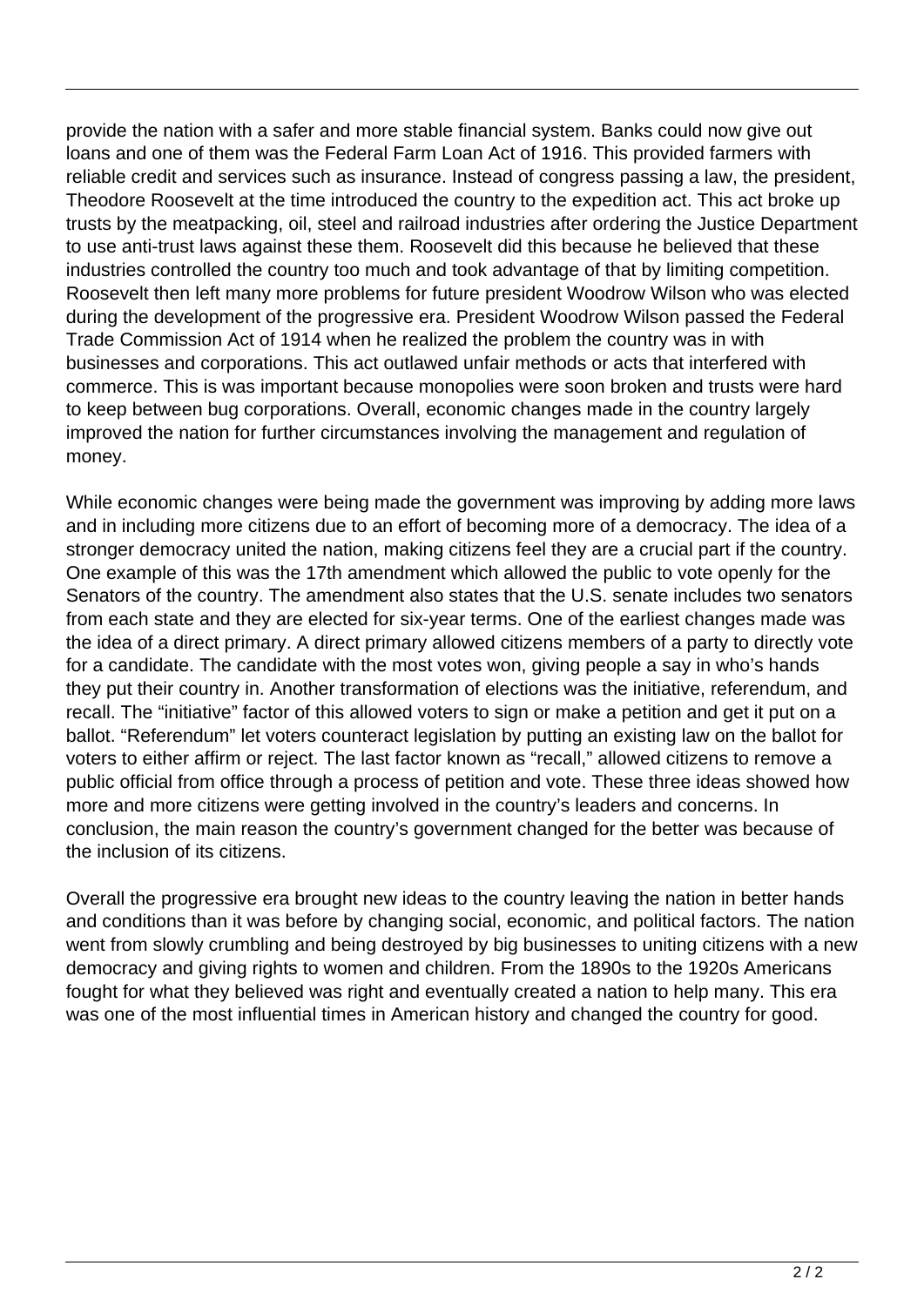provide the nation with a safer and more stable financial system. Banks could now give out loans and one of them was the Federal Farm Loan Act of 1916. This provided farmers with reliable credit and services such as insurance. Instead of congress passing a law, the president, Theodore Roosevelt at the time introduced the country to the expedition act. This act broke up trusts by the meatpacking, oil, steel and railroad industries after ordering the Justice Department to use anti-trust laws against these them. Roosevelt did this because he believed that these industries controlled the country too much and took advantage of that by limiting competition. Roosevelt then left many more problems for future president Woodrow Wilson who was elected during the development of the progressive era. President Woodrow Wilson passed the Federal Trade Commission Act of 1914 when he realized the problem the country was in with businesses and corporations. This act outlawed unfair methods or acts that interfered with commerce. This is was important because monopolies were soon broken and trusts were hard to keep between bug corporations. Overall, economic changes made in the country largely improved the nation for further circumstances involving the management and regulation of money.

While economic changes were being made the government was improving by adding more laws and in including more citizens due to an effort of becoming more of a democracy. The idea of a stronger democracy united the nation, making citizens feel they are a crucial part if the country. One example of this was the 17th amendment which allowed the public to vote openly for the Senators of the country. The amendment also states that the U.S. senate includes two senators from each state and they are elected for six-year terms. One of the earliest changes made was the idea of a direct primary. A direct primary allowed citizens members of a party to directly vote for a candidate. The candidate with the most votes won, giving people a say in who's hands they put their country in. Another transformation of elections was the initiative, referendum, and recall. The "initiative" factor of this allowed voters to sign or make a petition and get it put on a ballot. "Referendum" let voters counteract legislation by putting an existing law on the ballot for voters to either affirm or reject. The last factor known as "recall," allowed citizens to remove a public official from office through a process of petition and vote. These three ideas showed how more and more citizens were getting involved in the country's leaders and concerns. In conclusion, the main reason the country's government changed for the better was because of the inclusion of its citizens.

Overall the progressive era brought new ideas to the country leaving the nation in better hands and conditions than it was before by changing social, economic, and political factors. The nation went from slowly crumbling and being destroyed by big businesses to uniting citizens with a new democracy and giving rights to women and children. From the 1890s to the 1920s Americans fought for what they believed was right and eventually created a nation to help many. This era was one of the most influential times in American history and changed the country for good.